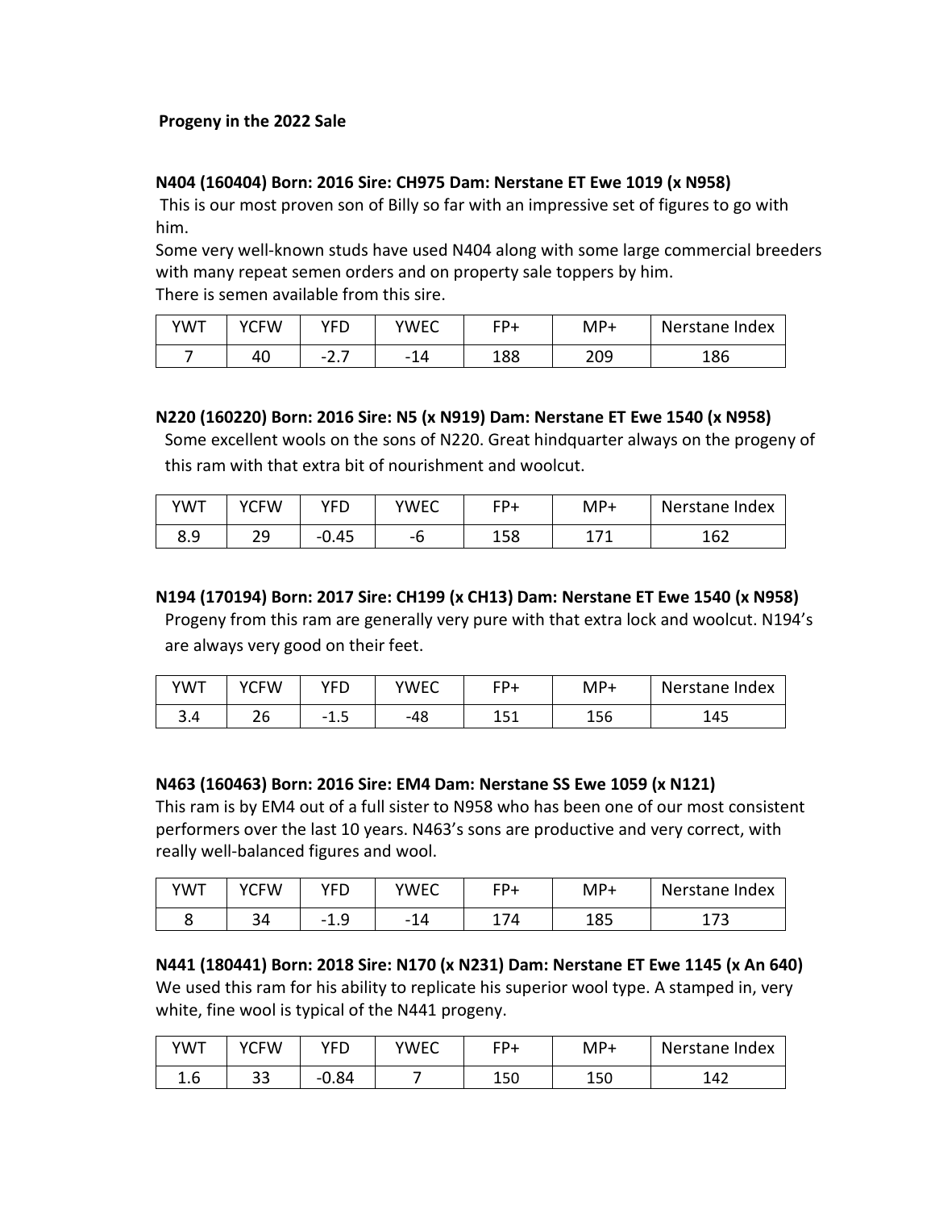**Progeny in the 2022 Sale**

**N404 (160404) Born: 2016 Sire: CH975 Dam: Nerstane ET Ewe 1019 (x N958)**

This is our most proven son of Billy so far with an impressive set of figures to go with him.
Some very well-known studs have used N404 along with some large commercial breeders with many repeat semen orders and on property sale toppers by him.
There is semen available from this sire.

| YWT | YCFW | YFD | YWEC | FP+ | MP+ | Nerstane Index |
|---|---|---|---|---|---|---|
| 7 | 40 | -2.7 | -14 | 188 | 209 | 186 |

**N220 (160220) Born: 2016 Sire: N5 (x N919) Dam: Nerstane ET Ewe 1540 (x N958)**

Some excellent wools on the sons of N220. Great hindquarter always on the progeny of this ram with that extra bit of nourishment and woolcut.

| YWT | YCFW | YFD | YWEC | FP+ | MP+ | Nerstane Index |
|---|---|---|---|---|---|---|
| 8.9 | 29 | -0.45 | -6 | 158 | 171 | 162 |

**N194 (170194) Born: 2017 Sire: CH199 (x CH13) Dam: Nerstane ET Ewe 1540 (x N958)**

Progeny from this ram are generally very pure with that extra lock and woolcut. N194's are always very good on their feet.

| YWT | YCFW | YFD | YWEC | FP+ | MP+ | Nerstane Index |
|---|---|---|---|---|---|---|
| 3.4 | 26 | -1.5 | -48 | 151 | 156 | 145 |

**N463 (160463) Born: 2016 Sire: EM4 Dam: Nerstane SS Ewe 1059 (x N121)**

This ram is by EM4 out of a full sister to N958 who has been one of our most consistent performers over the last 10 years. N463's sons are productive and very correct, with really well-balanced figures and wool.

| YWT | YCFW | YFD | YWEC | FP+ | MP+ | Nerstane Index |
|---|---|---|---|---|---|---|
| 8 | 34 | -1.9 | -14 | 174 | 185 | 173 |

**N441 (180441) Born: 2018 Sire: N170 (x N231) Dam: Nerstane ET Ewe 1145 (x An 640)**

We used this ram for his ability to replicate his superior wool type. A stamped in, very white, fine wool is typical of the N441 progeny.

| YWT | YCFW | YFD | YWEC | FP+ | MP+ | Nerstane Index |
|---|---|---|---|---|---|---|
| 1.6 | 33 | -0.84 | 7 | 150 | 150 | 142 |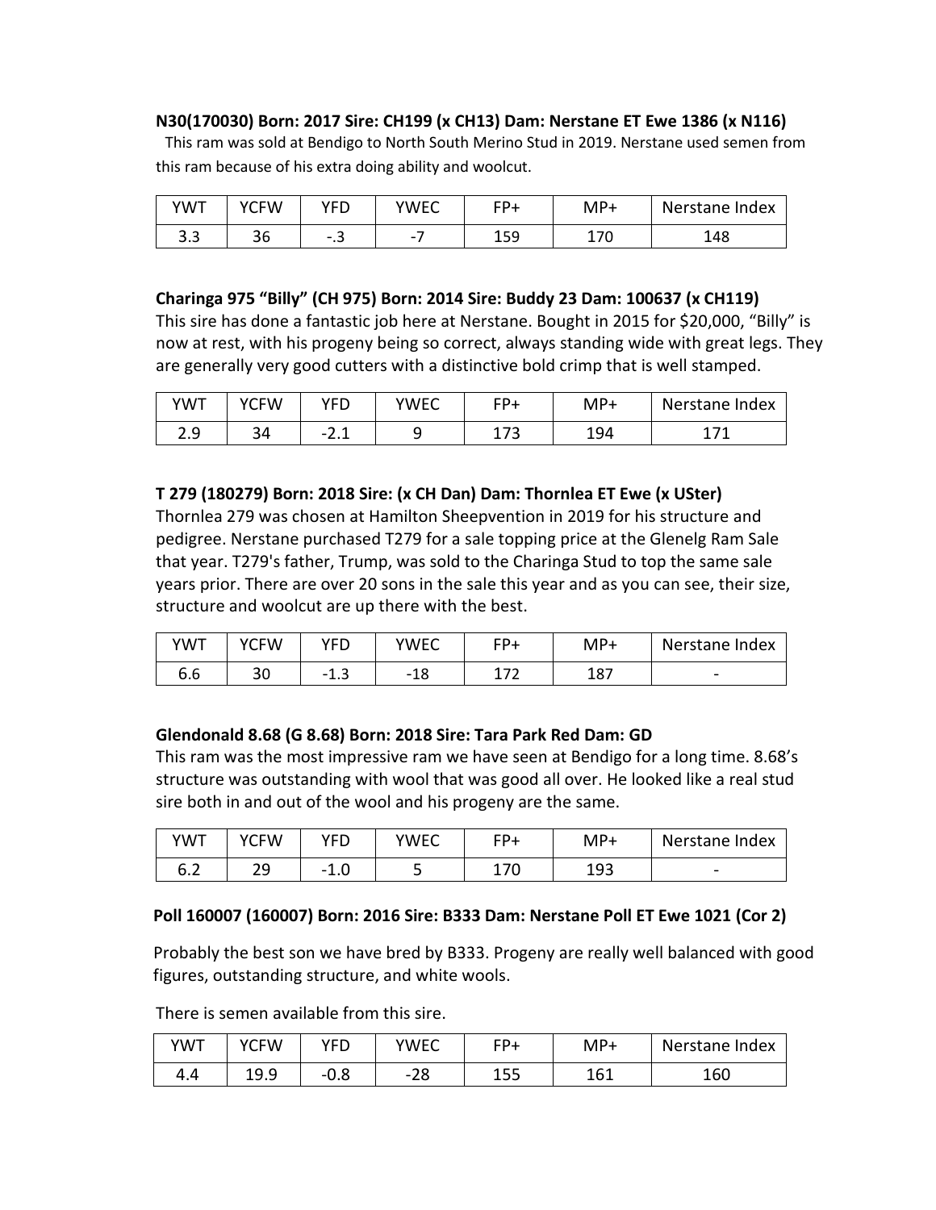**N30(170030) Born: 2017 Sire: CH199 (x CH13) Dam: Nerstane ET Ewe 1386 (x N116)**

This ram was sold at Bendigo to North South Merino Stud in 2019. Nerstane used semen from this ram because of his extra doing ability and woolcut.

| YWT | YCFW | YFD | YWEC | FP+ | MP+ | Nerstane Index |
|---|---|---|---|---|---|---|
| 3.3 | 36 | -.3 | -7 | 159 | 170 | 148 |

**Charinga 975 "Billy" (CH 975) Born: 2014 Sire: Buddy 23 Dam: 100637 (x CH119)**

This sire has done a fantastic job here at Nerstane. Bought in 2015 for $20,000, "Billy" is now at rest, with his progeny being so correct, always standing wide with great legs. They are generally very good cutters with a distinctive bold crimp that is well stamped.

| YWT | YCFW | YFD | YWEC | FP+ | MP+ | Nerstane Index |
|---|---|---|---|---|---|---|
| 2.9 | 34 | -2.1 | 9 | 173 | 194 | 171 |

**T 279 (180279) Born: 2018 Sire: (x CH Dan) Dam: Thornlea ET Ewe (x USter)**

Thornlea 279 was chosen at Hamilton Sheepvention in 2019 for his structure and pedigree. Nerstane purchased T279 for a sale topping price at the Glenelg Ram Sale that year. T279's father, Trump, was sold to the Charinga Stud to top the same sale years prior. There are over 20 sons in the sale this year and as you can see, their size, structure and woolcut are up there with the best.

| YWT | YCFW | YFD | YWEC | FP+ | MP+ | Nerstane Index |
|---|---|---|---|---|---|---|
| 6.6 | 30 | -1.3 | -18 | 172 | 187 | - |

**Glendonald 8.68 (G 8.68) Born: 2018 Sire: Tara Park Red Dam: GD**

This ram was the most impressive ram we have seen at Bendigo for a long time. 8.68's structure was outstanding with wool that was good all over. He looked like a real stud sire both in and out of the wool and his progeny are the same.

| YWT | YCFW | YFD | YWEC | FP+ | MP+ | Nerstane Index |
|---|---|---|---|---|---|---|
| 6.2 | 29 | -1.0 | 5 | 170 | 193 | - |

**Poll 160007 (160007) Born: 2016 Sire: B333 Dam: Nerstane Poll ET Ewe 1021 (Cor 2)**

Probably the best son we have bred by B333. Progeny are really well balanced with good figures, outstanding structure, and white wools.

There is semen available from this sire.

| YWT | YCFW | YFD | YWEC | FP+ | MP+ | Nerstane Index |
|---|---|---|---|---|---|---|
| 4.4 | 19.9 | -0.8 | -28 | 155 | 161 | 160 |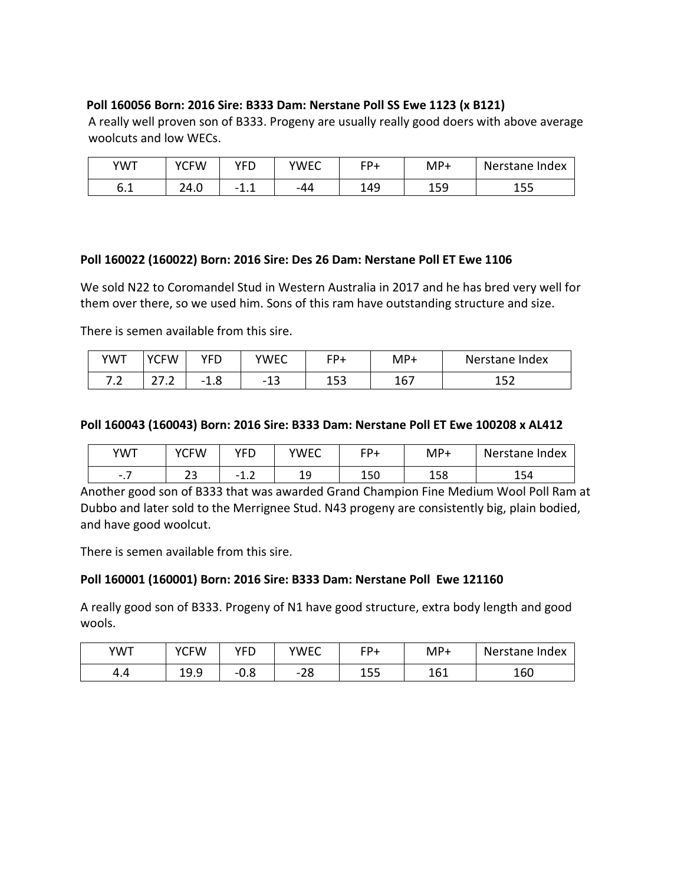**Poll 160056 Born: 2016 Sire: B333 Dam: Nerstane Poll SS Ewe 1123 (x B121)**

A really well proven son of B333. Progeny are usually really good doers with above average woolcuts and low WECs.

| YWT | YCFW | YFD | YWEC | FP+ | MP+ | Nerstane Index |
| --- | --- | --- | --- | --- | --- | --- |
| 6.1 | 24.0 | -1.1 | -44 | 149 | 159 | 155 |

**Poll 160022 (160022) Born: 2016 Sire: Des 26 Dam: Nerstane Poll ET Ewe 1106**

We sold N22 to Coromandel Stud in Western Australia in 2017 and he has bred very well for them over there, so we used him. Sons of this ram have outstanding structure and size.

There is semen available from this sire.

| YWT | YCFW | YFD | YWEC | FP+ | MP+ | Nerstane Index |
| --- | --- | --- | --- | --- | --- | --- |
| 7.2 | 27.2 | -1.8 | -13 | 153 | 167 | 152 |

**Poll 160043 (160043) Born: 2016 Sire: B333 Dam: Nerstane Poll ET Ewe 100208 x AL412**

| YWT | YCFW | YFD | YWEC | FP+ | MP+ | Nerstane Index |
| --- | --- | --- | --- | --- | --- | --- |
| -.7 | 23 | -1.2 | 19 | 150 | 158 | 154 |

Another good son of B333 that was awarded Grand Champion Fine Medium Wool Poll Ram at Dubbo and later sold to the Merrignee Stud. N43 progeny are consistently big, plain bodied, and have good woolcut.

There is semen available from this sire.

**Poll 160001 (160001) Born: 2016 Sire: B333 Dam: Nerstane Poll Ewe 121160**

A really good son of B333. Progeny of N1 have good structure, extra body length and good wools.

| YWT | YCFW | YFD | YWEC | FP+ | MP+ | Nerstane Index |
| --- | --- | --- | --- | --- | --- | --- |
| 4.4 | 19.9 | -0.8 | -28 | 155 | 161 | 160 |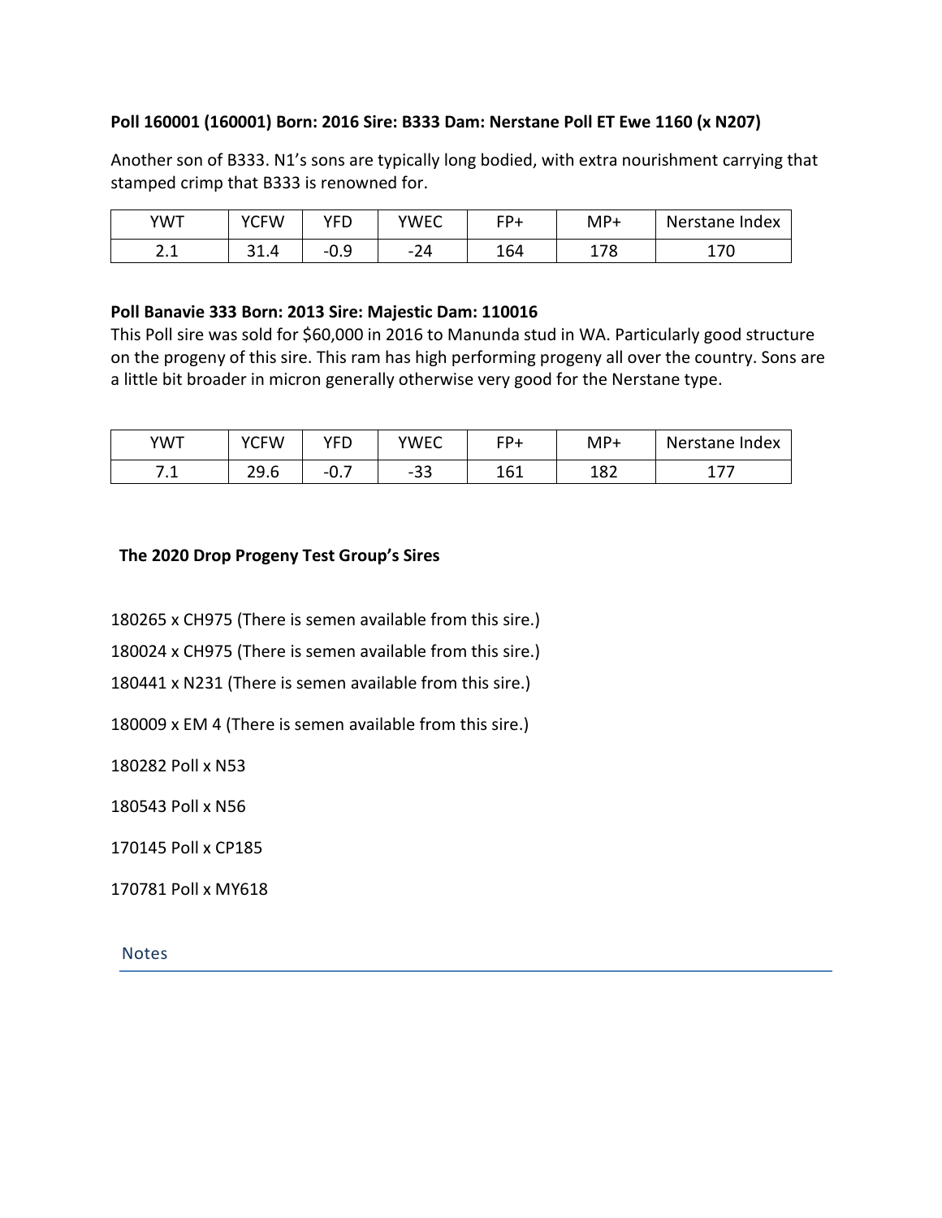**Poll 160001 (160001) Born: 2016 Sire: B333 Dam: Nerstane Poll ET Ewe 1160 (x N207)**

Another son of B333. N1's sons are typically long bodied, with extra nourishment carrying that stamped crimp that B333 is renowned for.

| YWT | YCFW | YFD | YWEC | FP+ | MP+ | Nerstane Index |
|---|---|---|---|---|---|---|
| 2.1 | 31.4 | -0.9 | -24 | 164 | 178 | 170 |

**Poll Banavie 333 Born: 2013 Sire: Majestic Dam: 110016**

This Poll sire was sold for $60,000 in 2016 to Manunda stud in WA. Particularly good structure on the progeny of this sire. This ram has high performing progeny all over the country. Sons are a little bit broader in micron generally otherwise very good for the Nerstane type.

| YWT | YCFW | YFD | YWEC | FP+ | MP+ | Nerstane Index |
|---|---|---|---|---|---|---|
| 7.1 | 29.6 | -0.7 | -33 | 161 | 182 | 177 |

**The 2020 Drop Progeny Test Group's Sires**

180265 x CH975 (There is semen available from this sire.)

180024 x CH975 (There is semen available from this sire.)

180441 x N231 (There is semen available from this sire.)

180009 x EM 4 (There is semen available from this sire.)

180282 Poll x N53

180543 Poll x N56

170145 Poll x CP185

170781 Poll x MY618

## Notes